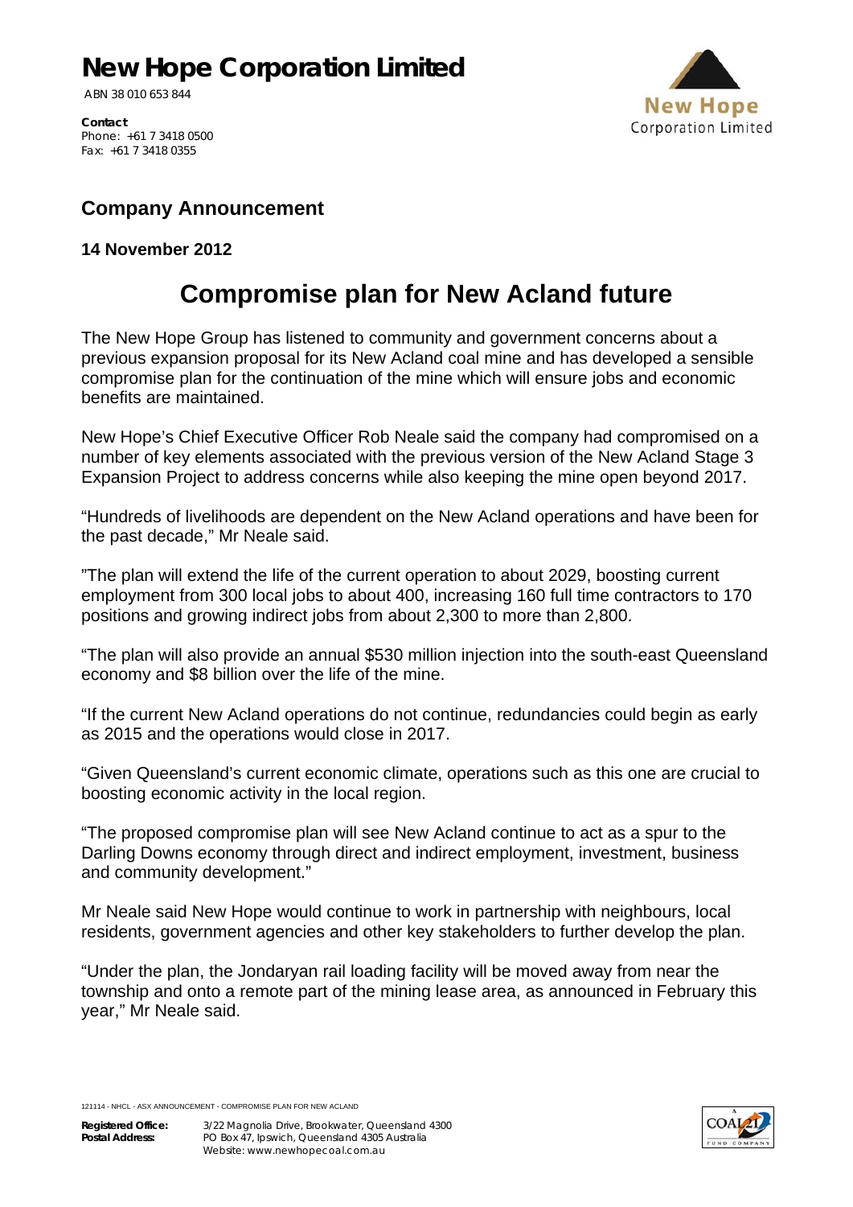# New Hope Corporation Limited

ABN 38 010 653 844

**Contact**
Phone: +61 7 3418 0500
Fax: +61 7 3418 0355

## Company Announcement

**14 November 2012**

# Compromise plan for New Acland future

The New Hope Group has listened to community and government concerns about a previous expansion proposal for its New Acland coal mine and has developed a sensible compromise plan for the continuation of the mine which will ensure jobs and economic benefits are maintained.

New Hope's Chief Executive Officer Rob Neale said the company had compromised on a number of key elements associated with the previous version of the New Acland Stage 3 Expansion Project to address concerns while also keeping the mine open beyond 2017.

"Hundreds of livelihoods are dependent on the New Acland operations and have been for the past decade," Mr Neale said.

"The plan will extend the life of the current operation to about 2029, boosting current employment from 300 local jobs to about 400, increasing 160 full time contractors to 170 positions and growing indirect jobs from about 2,300 to more than 2,800.

"The plan will also provide an annual $530 million injection into the south-east Queensland economy and $8 billion over the life of the mine.

"If the current New Acland operations do not continue, redundancies could begin as early as 2015 and the operations would close in 2017.

"Given Queensland's current economic climate, operations such as this one are crucial to boosting economic activity in the local region.

"The proposed compromise plan will see New Acland continue to act as a spur to the Darling Downs economy through direct and indirect employment, investment, business and community development."

Mr Neale said New Hope would continue to work in partnership with neighbours, local residents, government agencies and other key stakeholders to further develop the plan.

"Under the plan, the Jondaryan rail loading facility will be moved away from near the township and onto a remote part of the mining lease area, as announced in February this year," Mr Neale said.

121114 - NHCL - ASX ANNOUNCEMENT - COMPROMISE PLAN FOR NEW ACLAND

**Registered Office:** 3/22 Magnolia Drive, Brookwater, Queensland 4300
**Postal Address:** PO Box 47, Ipswich, Queensland 4305 Australia
Website: www.newhopecoal.com.au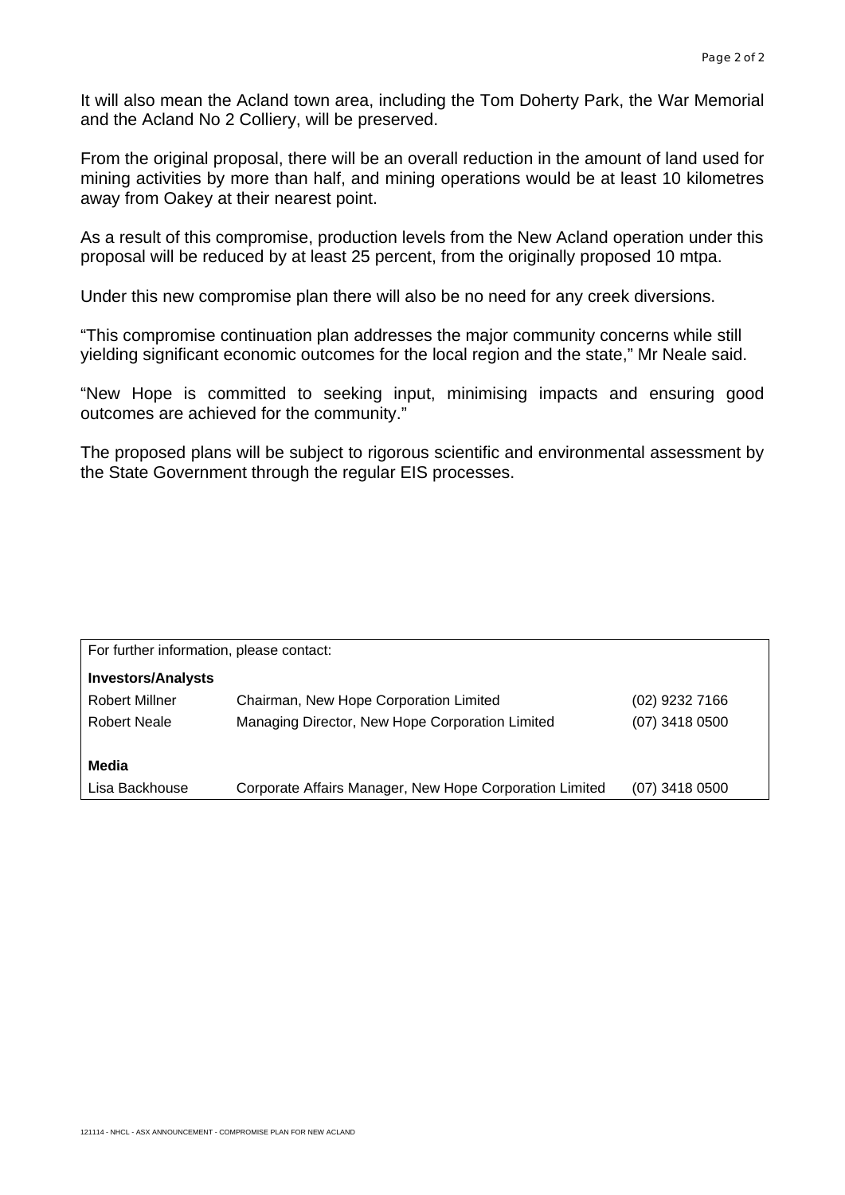It will also mean the Acland town area, including the Tom Doherty Park, the War Memorial and the Acland No 2 Colliery, will be preserved.

From the original proposal, there will be an overall reduction in the amount of land used for mining activities by more than half, and mining operations would be at least 10 kilometres away from Oakey at their nearest point.

As a result of this compromise, production levels from the New Acland operation under this proposal will be reduced by at least 25 percent, from the originally proposed 10 mtpa.

Under this new compromise plan there will also be no need for any creek diversions.

"This compromise continuation plan addresses the major community concerns while still yielding significant economic outcomes for the local region and the state," Mr Neale said.

"New Hope is committed to seeking input, minimising impacts and ensuring good outcomes are achieved for the community."

The proposed plans will be subject to rigorous scientific and environmental assessment by the State Government through the regular EIS processes.

| For further information, please contact: | | |
|---|---|---|
| **Investors/Analysts** | | |
| Robert Millner | Chairman, New Hope Corporation Limited | (02) 9232 7166 |
| Robert Neale | Managing Director, New Hope Corporation Limited | (07) 3418 0500 |
| **Media** | | |
| Lisa Backhouse | Corporate Affairs Manager, New Hope Corporation Limited | (07) 3418 0500 |

121114 - NHCL - ASX ANNOUNCEMENT - COMPROMISE PLAN FOR NEW ACLAND